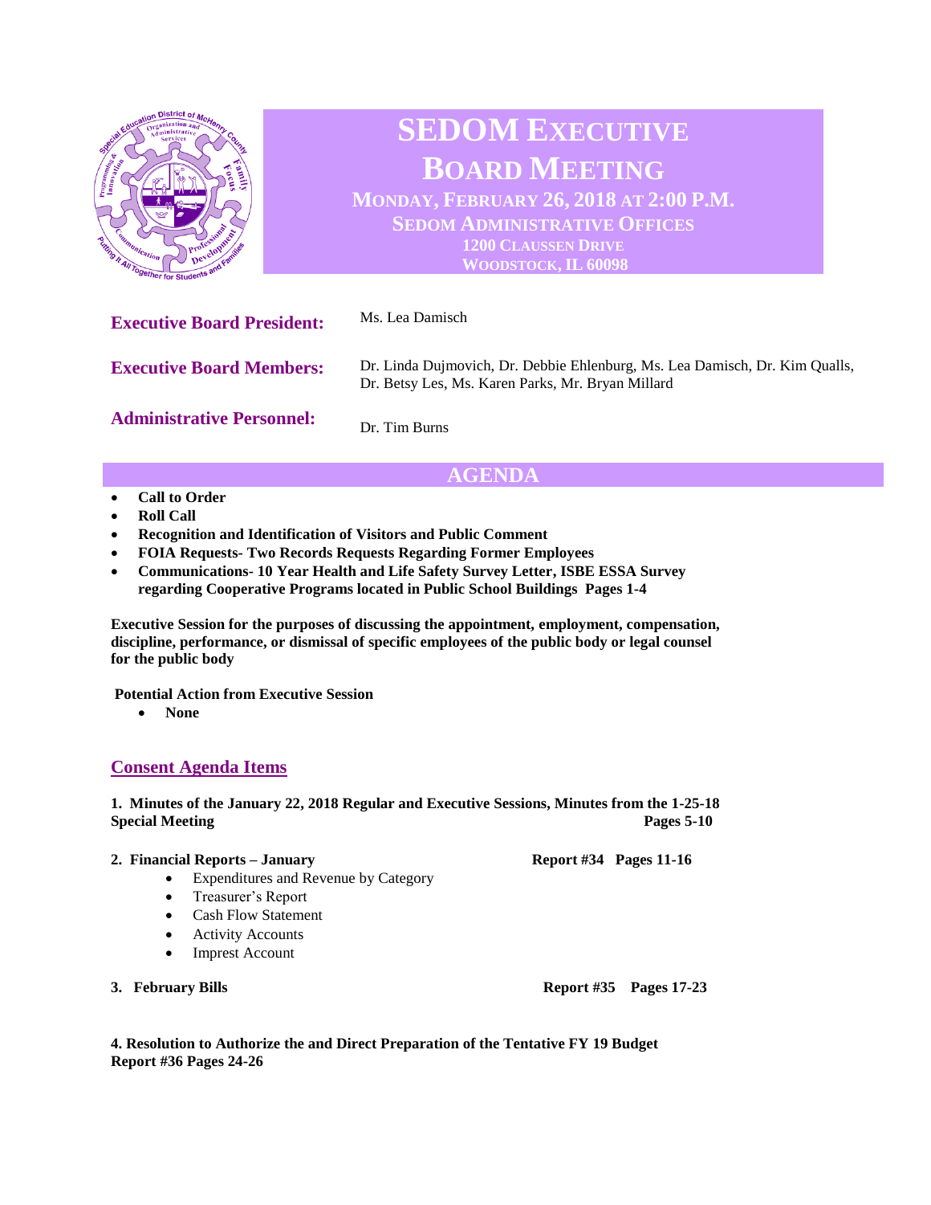# SEDOM EXECUTIVE BOARD MEETING

**MONDAY, FEBRUARY 26, 2018 AT 2:00 P.M.**
**SEDOM ADMINISTRATIVE OFFICES**
**1200 CLAUSSEN DRIVE**
**WOODSTOCK, IL 60098**

**Executive Board President:** Ms. Lea Damisch

**Executive Board Members:** Dr. Linda Dujmovich, Dr. Debbie Ehlenburg, Ms. Lea Damisch, Dr. Kim Qualls, Dr. Betsy Les, Ms. Karen Parks, Mr. Bryan Millard

**Administrative Personnel:** Dr. Tim Burns

## AGENDA

- **Call to Order**
- **Roll Call**
- **Recognition and Identification of Visitors and Public Comment**
- **FOIA Requests- Two Records Requests Regarding Former Employees**
- **Communications- 10 Year Health and Life Safety Survey Letter, ISBE ESSA Survey regarding Cooperative Programs located in Public School Buildings Pages 1-4**

**Executive Session for the purposes of discussing the appointment, employment, compensation, discipline, performance, or dismissal of specific employees of the public body or legal counsel for the public body**

**Potential Action from Executive Session**

- **None**

## Consent Agenda Items

**1. Minutes of the January 22, 2018 Regular and Executive Sessions, Minutes from the 1-25-18 Special Meeting Pages 5-10**

**2. Financial Reports – January Report #34 Pages 11-16**

- Expenditures and Revenue by Category
- Treasurer's Report
- Cash Flow Statement
- Activity Accounts
- Imprest Account

**3. February Bills Report #35 Pages 17-23**

**4. Resolution to Authorize the and Direct Preparation of the Tentative FY 19 Budget Report #36 Pages 24-26**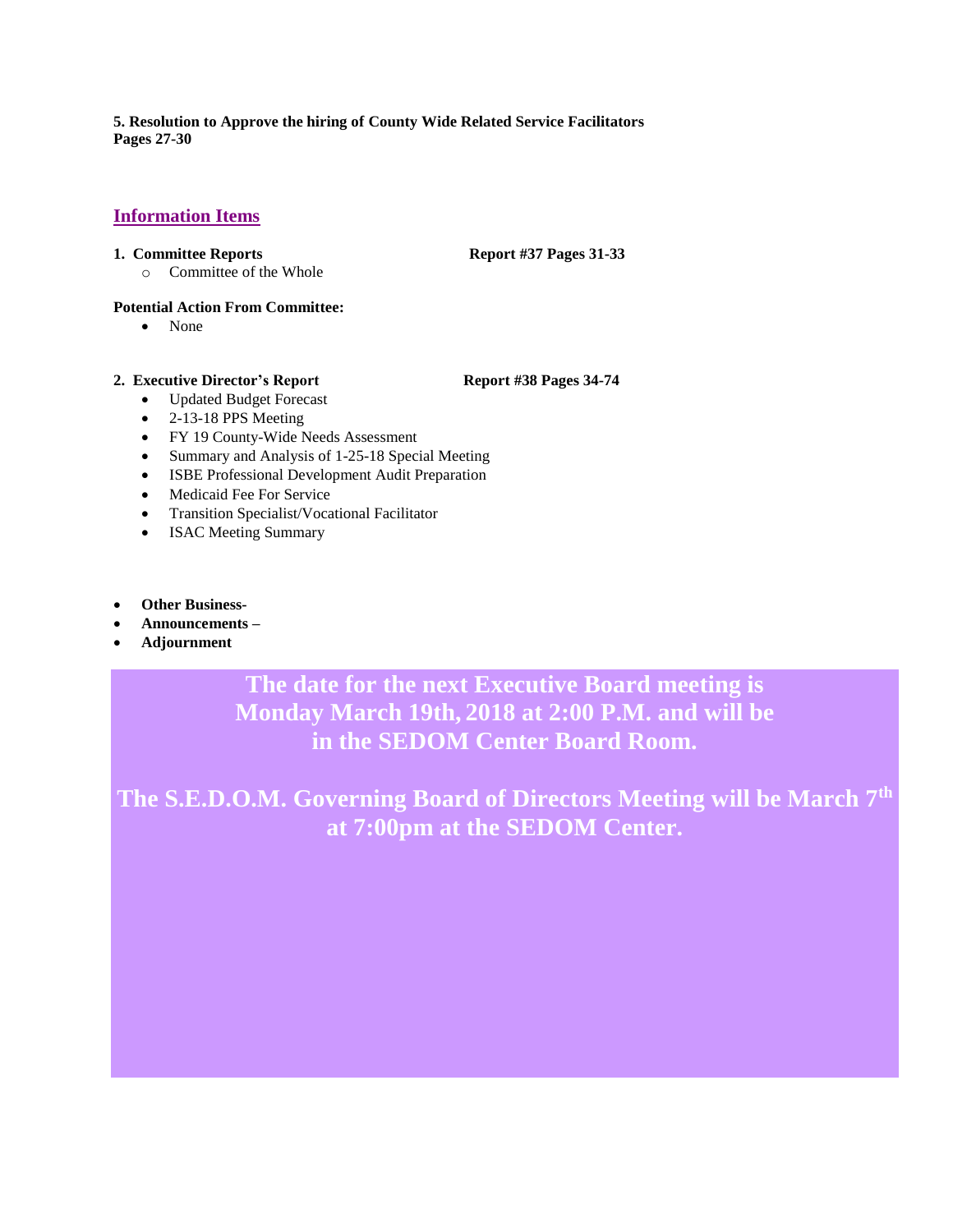**5. Resolution to Approve the hiring of County Wide Related Service Facilitators**
**Pages 27-30**

## Information Items

**1. Committee Reports** **Report #37 Pages 31-33**

- Committee of the Whole

**Potential Action From Committee:**

- None

**2. Executive Director's Report** **Report #38 Pages 34-74**

- Updated Budget Forecast
- 2-13-18 PPS Meeting
- FY 19 County-Wide Needs Assessment
- Summary and Analysis of 1-25-18 Special Meeting
- ISBE Professional Development Audit Preparation
- Medicaid Fee For Service
- Transition Specialist/Vocational Facilitator
- ISAC Meeting Summary

- **Other Business-**
- **Announcements –**
- **Adjournment**

**The date for the next Executive Board meeting is Monday March 19th, 2018 at 2:00 P.M. and will be in the SEDOM Center Board Room.**

**The S.E.D.O.M. Governing Board of Directors Meeting will be March 7th at 7:00pm at the SEDOM Center.**